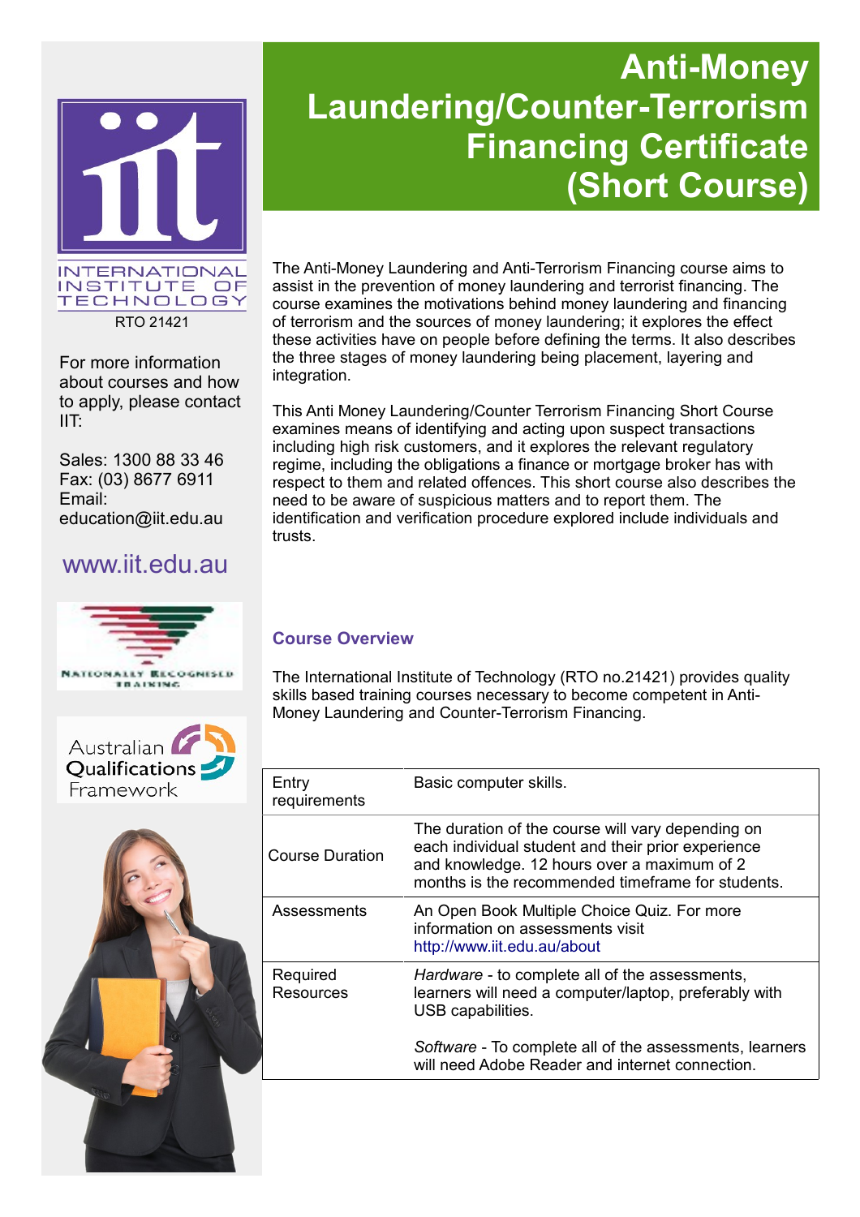# Anti-Money Laundering/Counter-Terrorism Financing Certificate (Short Course)

INTERNATIONAL INSTITUTE OF TECHNOLOGY

RTO 21421

For more information about courses and how to apply, please contact IIT:

Sales: 1300 88 33 46
Fax: (03) 8677 6911
Email: education@iit.edu.au

www.iit.edu.au

The Anti-Money Laundering and Anti-Terrorism Financing course aims to assist in the prevention of money laundering and terrorist financing. The course examines the motivations behind money laundering and financing of terrorism and the sources of money laundering; it explores the effect these activities have on people before defining the terms. It also describes the three stages of money laundering being placement, layering and integration.

This Anti Money Laundering/Counter Terrorism Financing Short Course examines means of identifying and acting upon suspect transactions including high risk customers, and it explores the relevant regulatory regime, including the obligations a finance or mortgage broker has with respect to them and related offences. This short course also describes the need to be aware of suspicious matters and to report them. The identification and verification procedure explored include individuals and trusts.

## Course Overview

The International Institute of Technology (RTO no.21421) provides quality skills based training courses necessary to become competent in Anti-Money Laundering and Counter-Terrorism Financing.

| | |
|---|---|
| Entry requirements | Basic computer skills. |
| Course Duration | The duration of the course will vary depending on each individual student and their prior experience and knowledge. 12 hours over a maximum of 2 months is the recommended timeframe for students. |
| Assessments | An Open Book Multiple Choice Quiz. For more information on assessments visit http://www.iit.edu.au/about |
| Required Resources | *Hardware* - to complete all of the assessments, learners will need a computer/laptop, preferably with USB capabilities.<br><br>*Software* - To complete all of the assessments, learners will need Adobe Reader and internet connection. |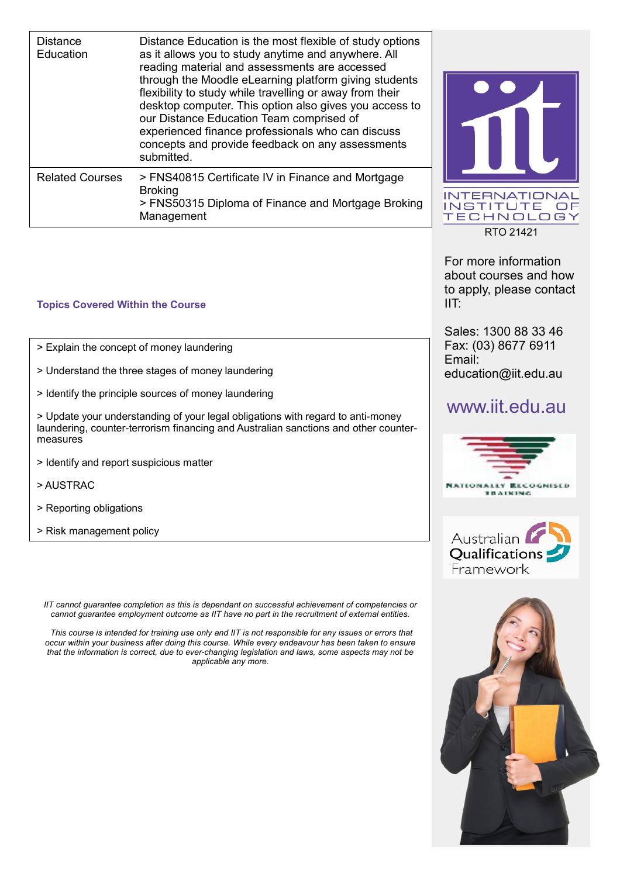| | |
|---|---|
| Distance Education | Distance Education is the most flexible of study options as it allows you to study anytime and anywhere. All reading material and assessments are accessed through the Moodle eLearning platform giving students flexibility to study while travelling or away from their desktop computer. This option also gives you access to our Distance Education Team comprised of experienced finance professionals who can discuss concepts and provide feedback on any assessments submitted. |
| Related Courses | > FNS40815 Certificate IV in Finance and Mortgage Broking<br>> FNS50315 Diploma of Finance and Mortgage Broking Management |

INTERNATIONAL INSTITUTE OF TECHNOLOGY

RTO 21421

For more information about courses and how to apply, please contact IIT:

Sales: 1300 88 33 46
Fax: (03) 8677 6911
Email: education@iit.edu.au

www.iit.edu.au

NATIONALLY RECOGNISED TRAINING

Australian Qualifications Framework

### Topics Covered Within the Course

> Explain the concept of money laundering

> Understand the three stages of money laundering

> Identify the principle sources of money laundering

> Update your understanding of your legal obligations with regard to anti-money laundering, counter-terrorism financing and Australian sanctions and other counter-measures

> Identify and report suspicious matter

> AUSTRAC

> Reporting obligations

> Risk management policy

*IIT cannot guarantee completion as this is dependant on successful achievement of competencies or cannot guarantee employment outcome as IIT have no part in the recruitment of external entities.*

*This course is intended for training use only and IIT is not responsible for any issues or errors that occur within your business after doing this course. While every endeavour has been taken to ensure that the information is correct, due to ever-changing legislation and laws, some aspects may not be applicable any more.*